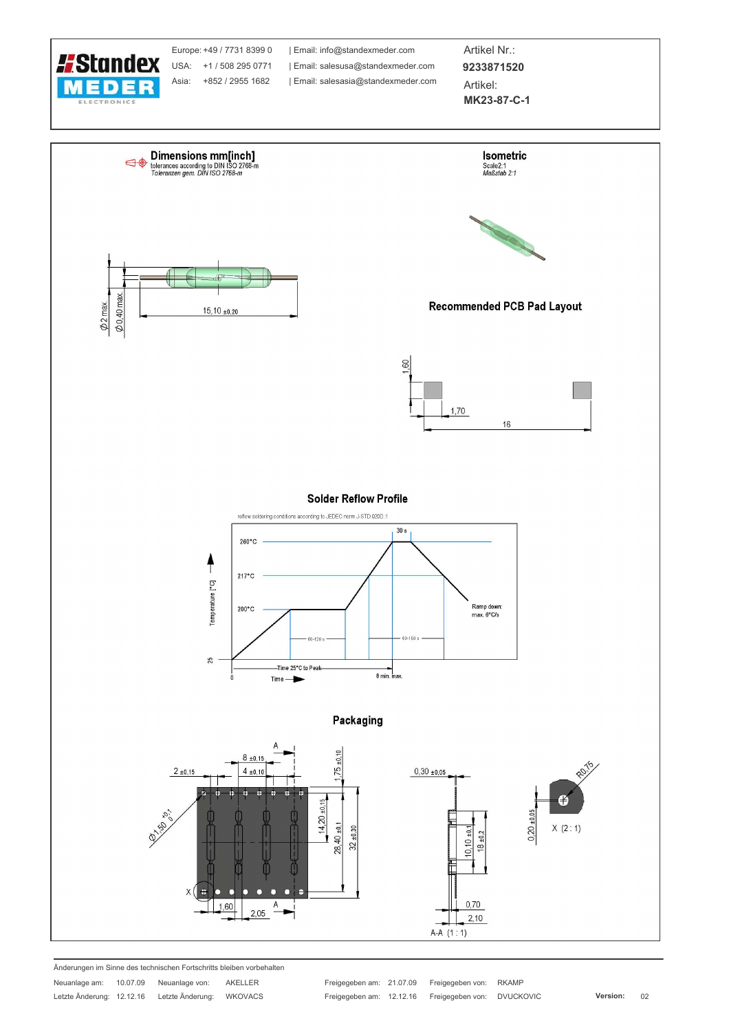Europe: +49 / 7731 8399 0 | Email: info@standexmeder.com
USA: +1 / 508 295 0771 | Email: salesusa@standexmeder.com
Asia: +852 / 2955 1682 | Email: salesasia@standexmeder.com

Artikel Nr.:
**9233871520**

Artikel:
**MK23-87-C-1**

## Dimensions mm[inch]

tolerances according to DIN ISO 2768-m
*Toleranzen gem. DIN ISO 2768-m*

Ø 2 max.
Ø 0,40 max.
15,10 ±0,20

## Isometric

Scale2:1
*Maßstab 2:1*

## Recommended PCB Pad Layout

1,60
1,70
16

## Solder Reflow Profile

reflow soldering conditions according to JEDEC norm J-STD 020D.1

30 s
260°C
217°C
200°C
Ramp down: max. 6°C/s
60-120 s
60-150 s
Temperature [°C]
25
0
Time 25°C to Peak
8 min. max.
Time

## Packaging

A
8 ±0,15
4 ±0,10
2 ±0,15
1,75 ±0,10
Ø1,50 +0,1 0
14,20 ±0,15
28,40 ±0,1
32 ±0,30
X
1,60
2,05
A
0,30 ±0,05
10,10 ±0,1
18 ±0,2
0,70
2,10
A-A (1 : 1)
R0,75
0,20 ±0,05
X (2 : 1)

Änderungen im Sinne des technischen Fortschritts bleiben vorbehalten

| | | | | | | | |
|---|---|---|---|---|---|---|---|
| Neuanlage am: | 10.07.09 | Neuanlage von: | AKELLER | Freigegeben am: | 21.07.09 | Freigegeben von: | RKAMP |
| Letzte Änderung: | 12.12.16 | Letzte Änderung: | WKOVACS | Freigegeben am: | 12.12.16 | Freigegeben von: | DVUCKOVIC |

**Version:** 02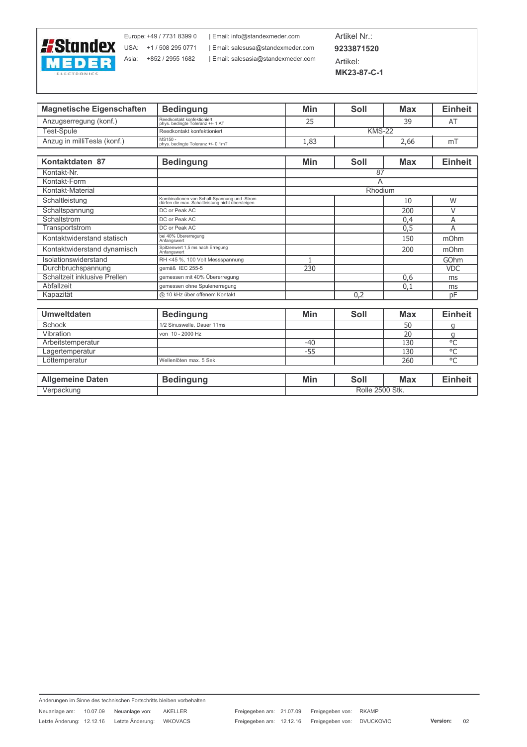Europe: +49 / 7731 8399 0 | Email: info@standexmeder.com
USA: +1 / 508 295 0771 | Email: salesusa@standexmeder.com
Asia: +852 / 2955 1682 | Email: salesasia@standexmeder.com

Artikel Nr.:
**9233871520**
Artikel:
**MK23-87-C-1**

| Magnetische Eigenschaften | Bedingung | Min | Soll | Max | Einheit |
|---|---|---|---|---|---|
| Anzugserregung (konf.) | Reedkontakt konfektioniert phys. bedingte Toleranz +/- 1 AT | 25 | | 39 | AT |
| Test-Spule | Reedkontakt konfektioniert | | KMS-22 | | |
| Anzug in milliTesla (konf.) | MS150 - phys. bedingte Toleranz +/- 0,1mT | 1,83 | | 2,66 | mT |

| Kontaktdaten 87 | Bedingung | Min | Soll | Max | Einheit |
|---|---|---|---|---|---|
| Kontakt-Nr. | | | 87 | | |
| Kontakt-Form | | | A | | |
| Kontakt-Material | | | Rhodium | | |
| Schaltleistung | Kombinationen von Schalt-Spannung und -Strom dürfen die max. Schaltleistung nicht übersteigen | | | 10 | W |
| Schaltspannung | DC or Peak AC | | | 200 | V |
| Schaltstrom | DC or Peak AC | | | 0,4 | A |
| Transportstrom | DC or Peak AC | | | 0,5 | A |
| Kontaktwiderstand statisch | bei 40% Übererregung Anfangswert | | | 150 | mOhm |
| Kontaktwiderstand dynamisch | Spitzenwert 1,5 ms nach Erregung Anfangswert | | | 200 | mOhm |
| Isolationswiderstand | RH <45 %, 100 Volt Messspannung | 1 | | | GOhm |
| Durchbruchspannung | gemäß IEC 255-5 | 230 | | | VDC |
| Schaltzeit inklusive Prellen | gemessen mit 40% Übererregung | | | 0,6 | ms |
| Abfallzeit | gemessen ohne Spulenerregung | | | 0,1 | ms |
| Kapazität | @ 10 kHz über offenem Kontakt | | 0,2 | | pF |

| Umweltdaten | Bedingung | Min | Soll | Max | Einheit |
|---|---|---|---|---|---|
| Schock | 1/2 Sinuswelle, Dauer 11ms | | | 50 | g |
| Vibration | von 10 - 2000 Hz | | | 20 | g |
| Arbeitstemperatur | | -40 | | 130 | °C |
| Lagertemperatur | | -55 | | 130 | °C |
| Löttemperatur | Wellenlöten max. 5 Sek. | | | 260 | °C |

| Allgemeine Daten | Bedingung | Min | Soll | Max | Einheit |
|---|---|---|---|---|---|
| Verpackung | | | Rolle 2500 Stk. | | |

Änderungen im Sinne des technischen Fortschritts bleiben vorbehalten

Neuanlage am: 10.07.09 Neuanlage von: AKELLER Freigegeben am: 21.07.09 Freigegeben von: RKAMP
Letzte Änderung: 12.12.16 Letzte Änderung: WKOVACS Freigegeben am: 12.12.16 Freigegeben von: DVUCKOVIC **Version:** 02